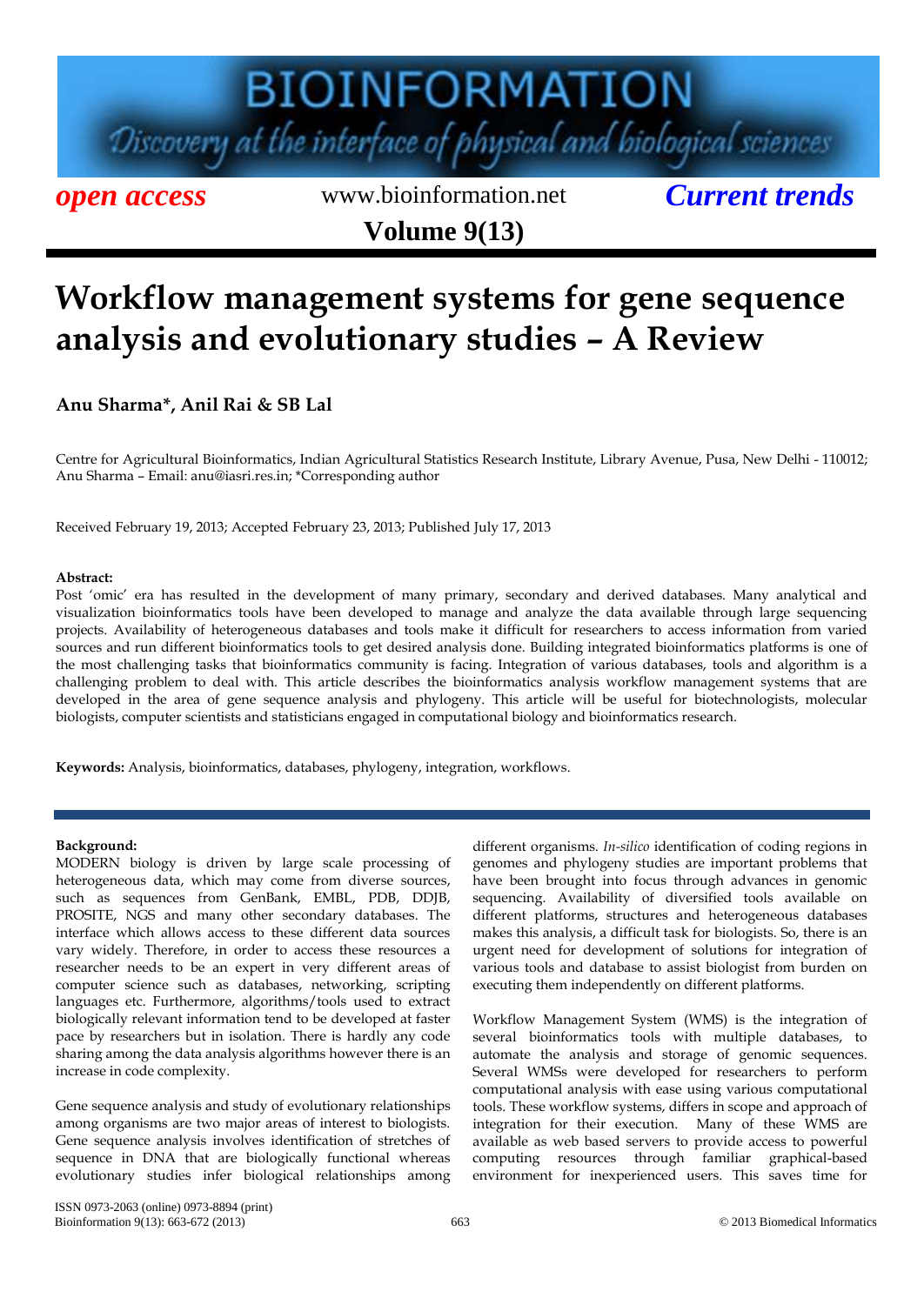# Workflow management systems for gene sequence analysis and evolutionary studies – A Review

**Anu Sharma\*, Anil Rai & SB Lal**

Centre for Agricultural Bioinformatics, Indian Agricultural Statistics Research Institute, Library Avenue, Pusa, New Delhi - 110012; Anu Sharma – Email: anu@iasri.res.in; \*Corresponding author

Received February 19, 2013; Accepted February 23, 2013; Published July 17, 2013

**Abstract:**

Post 'omic' era has resulted in the development of many primary, secondary and derived databases. Many analytical and visualization bioinformatics tools have been developed to manage and analyze the data available through large sequencing projects. Availability of heterogeneous databases and tools make it difficult for researchers to access information from varied sources and run different bioinformatics tools to get desired analysis done. Building integrated bioinformatics platforms is one of the most challenging tasks that bioinformatics community is facing. Integration of various databases, tools and algorithm is a challenging problem to deal with. This article describes the bioinformatics analysis workflow management systems that are developed in the area of gene sequence analysis and phylogeny. This article will be useful for biotechnologists, molecular biologists, computer scientists and statisticians engaged in computational biology and bioinformatics research.

**Keywords:** Analysis, bioinformatics, databases, phylogeny, integration, workflows.

**Background:**

MODERN biology is driven by large scale processing of heterogeneous data, which may come from diverse sources, such as sequences from GenBank, EMBL, PDB, DDJB, PROSITE, NGS and many other secondary databases. The interface which allows access to these different data sources vary widely. Therefore, in order to access these resources a researcher needs to be an expert in very different areas of computer science such as databases, networking, scripting languages etc. Furthermore, algorithms/tools used to extract biologically relevant information tend to be developed at faster pace by researchers but in isolation. There is hardly any code sharing among the data analysis algorithms however there is an increase in code complexity.

Gene sequence analysis and study of evolutionary relationships among organisms are two major areas of interest to biologists. Gene sequence analysis involves identification of stretches of sequence in DNA that are biologically functional whereas evolutionary studies infer biological relationships among different organisms. *In-silico* identification of coding regions in genomes and phylogeny studies are important problems that have been brought into focus through advances in genomic sequencing. Availability of diversified tools available on different platforms, structures and heterogeneous databases makes this analysis, a difficult task for biologists. So, there is an urgent need for development of solutions for integration of various tools and database to assist biologist from burden on executing them independently on different platforms.

Workflow Management System (WMS) is the integration of several bioinformatics tools with multiple databases, to automate the analysis and storage of genomic sequences. Several WMSs were developed for researchers to perform computational analysis with ease using various computational tools. These workflow systems, differs in scope and approach of integration for their execution. Many of these WMS are available as web based servers to provide access to powerful computing resources through familiar graphical-based environment for inexperienced users. This saves time for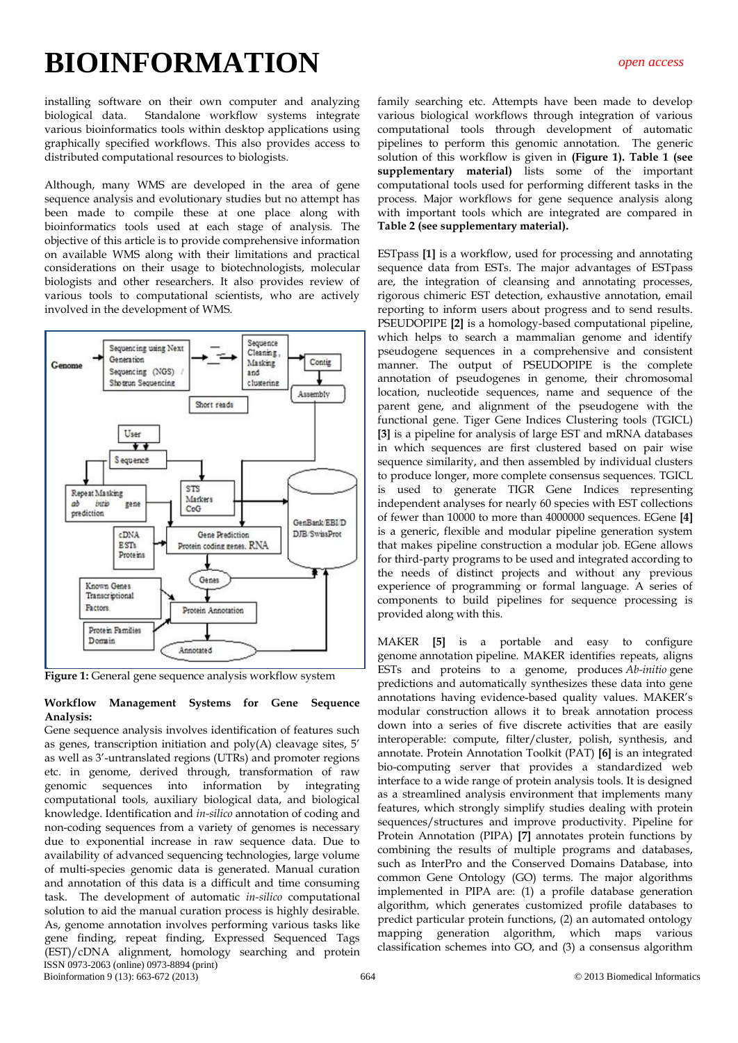installing software on their own computer and analyzing biological data. Standalone workflow systems integrate various bioinformatics tools within desktop applications using graphically specified workflows. This also provides access to distributed computational resources to biologists.

Although, many WMS are developed in the area of gene sequence analysis and evolutionary studies but no attempt has been made to compile these at one place along with bioinformatics tools used at each stage of analysis. The objective of this article is to provide comprehensive information on available WMS along with their limitations and practical considerations on their usage to biotechnologists, molecular biologists and other researchers. It also provides review of various tools to computational scientists, who are actively involved in the development of WMS.

Genome

Sequencing using Next Generation Sequencing (NGS) / Shotgun Sequencing

Sequence Cleaning, Masking and clustering

Contig

Assembly

Short reads

User

Sequence

Repeat Masking ab intio gene prediction

STS Markers CoG

GenBank/EBI/DDBJ/SwissProt

cDNA ESTs Proteins

Gene Prediction Protein coding genes, RNA

Genes

Known Genes Transcriptional Factors

Protein Annotation

Protein Families Domain

Annotated

**Figure 1:** General gene sequence analysis workflow system

**Workflow Management Systems for Gene Sequence Analysis:**

Gene sequence analysis involves identification of features such as genes, transcription initiation and poly(A) cleavage sites, 5' as well as 3'-untranslated regions (UTRs) and promoter regions etc. in genome, derived through, transformation of raw genomic sequences into information by integrating computational tools, auxiliary biological data, and biological knowledge. Identification and *in-silico* annotation of coding and non-coding sequences from a variety of genomes is necessary due to exponential increase in raw sequence data. Due to availability of advanced sequencing technologies, large volume of multi-species genomic data is generated. Manual curation and annotation of this data is a difficult and time consuming task. The development of automatic *in-silico* computational solution to aid the manual curation process is highly desirable. As, genome annotation involves performing various tasks like gene finding, repeat finding, Expressed Sequenced Tags (EST)/cDNA alignment, homology searching and protein family searching etc. Attempts have been made to develop various biological workflows through integration of various computational tools through development of automatic pipelines to perform this genomic annotation. The generic solution of this workflow is given in **(Figure 1). Table 1 (see supplementary material)** lists some of the important computational tools used for performing different tasks in the process. Major workflows for gene sequence analysis along with important tools which are integrated are compared in **Table 2 (see supplementary material).**

ESTpass **[1]** is a workflow, used for processing and annotating sequence data from ESTs. The major advantages of ESTpass are, the integration of cleansing and annotating processes, rigorous chimeric EST detection, exhaustive annotation, email reporting to inform users about progress and to send results. PSEUDOPIPE **[2]** is a homology-based computational pipeline, which helps to search a mammalian genome and identify pseudogene sequences in a comprehensive and consistent manner. The output of PSEUDOPIPE is the complete annotation of pseudogenes in genome, their chromosomal location, nucleotide sequences, name and sequence of the parent gene, and alignment of the pseudogene with the functional gene. Tiger Gene Indices Clustering tools (TGICL) **[3]** is a pipeline for analysis of large EST and mRNA databases in which sequences are first clustered based on pair wise sequence similarity, and then assembled by individual clusters to produce longer, more complete consensus sequences. TGICL is used to generate TIGR Gene Indices representing independent analyses for nearly 60 species with EST collections of fewer than 10000 to more than 4000000 sequences. EGene **[4]** is a generic, flexible and modular pipeline generation system that makes pipeline construction a modular job. EGene allows for third-party programs to be used and integrated according to the needs of distinct projects and without any previous experience of programming or formal language. A series of components to build pipelines for sequence processing is provided along with this.

MAKER **[5]** is a portable and easy to configure genome annotation pipeline. MAKER identifies repeats, aligns ESTs and proteins to a genome, produces *Ab-initio* gene predictions and automatically synthesizes these data into gene annotations having evidence-based quality values. MAKER's modular construction allows it to break annotation process down into a series of five discrete activities that are easily interoperable: compute, filter/cluster, polish, synthesis, and annotate. Protein Annotation Toolkit (PAT) **[6]** is an integrated bio-computing server that provides a standardized web interface to a wide range of protein analysis tools. It is designed as a streamlined analysis environment that implements many features, which strongly simplify studies dealing with protein sequences/structures and improve productivity. Pipeline for Protein Annotation (PIPA) **[7]** annotates protein functions by combining the results of multiple programs and databases, such as InterPro and the Conserved Domains Database, into common Gene Ontology (GO) terms. The major algorithms implemented in PIPA are: (1) a profile database generation algorithm, which generates customized profile databases to predict particular protein functions, (2) an automated ontology mapping generation algorithm, which maps various classification schemes into GO, and (3) a consensus algorithm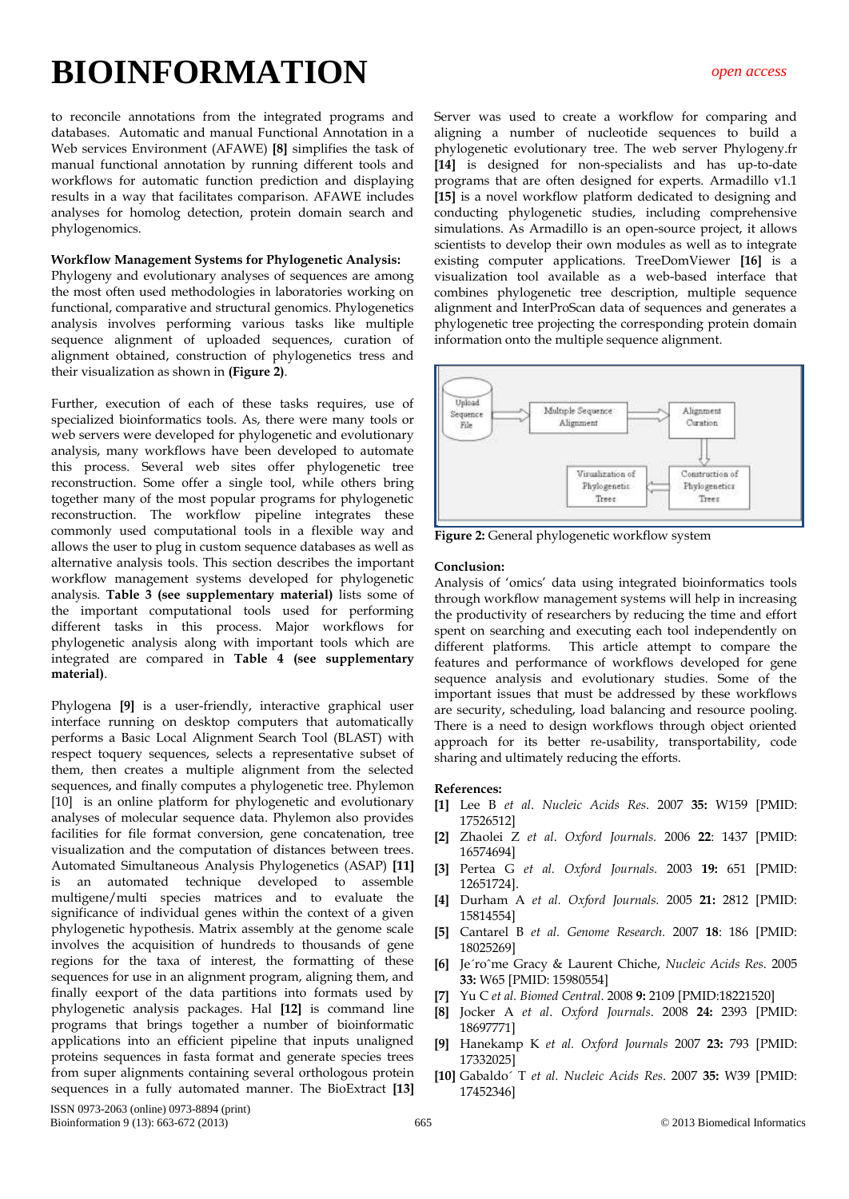to reconcile annotations from the integrated programs and databases. Automatic and manual Functional Annotation in a Web services Environment (AFAWE) **[8]** simplifies the task of manual functional annotation by running different tools and workflows for automatic function prediction and displaying results in a way that facilitates comparison. AFAWE includes analyses for homolog detection, protein domain search and phylogenomics.

**Workflow Management Systems for Phylogenetic Analysis:**

Phylogeny and evolutionary analyses of sequences are among the most often used methodologies in laboratories working on functional, comparative and structural genomics. Phylogenetics analysis involves performing various tasks like multiple sequence alignment of uploaded sequences, curation of alignment obtained, construction of phylogenetics tress and their visualization as shown in **(Figure 2)**.

Further, execution of each of these tasks requires, use of specialized bioinformatics tools. As, there were many tools or web servers were developed for phylogenetic and evolutionary analysis, many workflows have been developed to automate this process. Several web sites offer phylogenetic tree reconstruction. Some offer a single tool, while others bring together many of the most popular programs for phylogenetic reconstruction. The workflow pipeline integrates these commonly used computational tools in a flexible way and allows the user to plug in custom sequence databases as well as alternative analysis tools. This section describes the important workflow management systems developed for phylogenetic analysis. **Table 3 (see supplementary material)** lists some of the important computational tools used for performing different tasks in this process. Major workflows for phylogenetic analysis along with important tools which are integrated are compared in **Table 4 (see supplementary material)**.

Phylogena **[9]** is a user-friendly, interactive graphical user interface running on desktop computers that automatically performs a Basic Local Alignment Search Tool (BLAST) with respect toquery sequences, selects a representative subset of them, then creates a multiple alignment from the selected sequences, and finally computes a phylogenetic tree. Phylemon [10] is an online platform for phylogenetic and evolutionary analyses of molecular sequence data. Phylemon also provides facilities for file format conversion, gene concatenation, tree visualization and the computation of distances between trees. Automated Simultaneous Analysis Phylogenetics (ASAP) **[11]** is an automated technique developed to assemble multigene/multi species matrices and to evaluate the significance of individual genes within the context of a given phylogenetic hypothesis. Matrix assembly at the genome scale involves the acquisition of hundreds to thousands of gene regions for the taxa of interest, the formatting of these sequences for use in an alignment program, aligning them, and finally eexport of the data partitions into formats used by phylogenetic analysis packages. Hal **[12]** is command line programs that brings together a number of bioinformatic applications into an efficient pipeline that inputs unaligned proteins sequences in fasta format and generate species trees from super alignments containing several orthologous protein sequences in a fully automated manner. The BioExtract **[13]** Server was used to create a workflow for comparing and aligning a number of nucleotide sequences to build a phylogenetic evolutionary tree. The web server Phylogeny.fr **[14]** is designed for non-specialists and has up-to-date programs that are often designed for experts. Armadillo v1.1 **[15]** is a novel workflow platform dedicated to designing and conducting phylogenetic studies, including comprehensive simulations. As Armadillo is an open-source project, it allows scientists to develop their own modules as well as to integrate existing computer applications. TreeDomViewer **[16]** is a visualization tool available as a web-based interface that combines phylogenetic tree description, multiple sequence alignment and InterProScan data of sequences and generates a phylogenetic tree projecting the corresponding protein domain information onto the multiple sequence alignment.

Upload Sequence File
Multiple Sequence Alignment
Alignment Curation
Construction of Phylogenetics Trees
Visualization of Phylogenetic Trees

**Figure 2:** General phylogenetic workflow system

**Conclusion:**

Analysis of 'omics' data using integrated bioinformatics tools through workflow management systems will help in increasing the productivity of researchers by reducing the time and effort spent on searching and executing each tool independently on different platforms. This article attempt to compare the features and performance of workflows developed for gene sequence analysis and evolutionary studies. Some of the important issues that must be addressed by these workflows are security, scheduling, load balancing and resource pooling. There is a need to design workflows through object oriented approach for its better re-usability, transportability, code sharing and ultimately reducing the efforts.

**References:**

- **[1]** Lee B *et al*. *Nucleic Acids Res*. 2007 **35:** W159 [PMID: 17526512]
- **[2]** Zhaolei Z *et al*. *Oxford Journals*. 2006 **22**: 1437 [PMID: 16574694]
- **[3]** Pertea G *et al*. *Oxford Journals*. 2003 **19:** 651 [PMID: 12651724].
- **[4]** Durham A *et al*. *Oxford Journals*. 2005 **21:** 2812 [PMID: 15814554]
- **[5]** Cantarel B *et al*. *Genome Research*. 2007 **18**: 186 [PMID: 18025269]
- **[6]** Je´ro^me Gracy & Laurent Chiche, *Nucleic Acids Res*. 2005 **33:** W65 [PMID: 15980554]
- **[7]** Yu C *et al*. *Biomed Central*. 2008 **9:** 2109 [PMID:18221520]
- **[8]** Jocker A *et al*. *Oxford Journals*. 2008 **24:** 2393 [PMID: 18697771]
- **[9]** Hanekamp K *et al*. *Oxford Journals* 2007 **23:** 793 [PMID: 17332025]
- **[10]** Gabaldo´ T *et al*. *Nucleic Acids Res*. 2007 **35:** W39 [PMID: 17452346]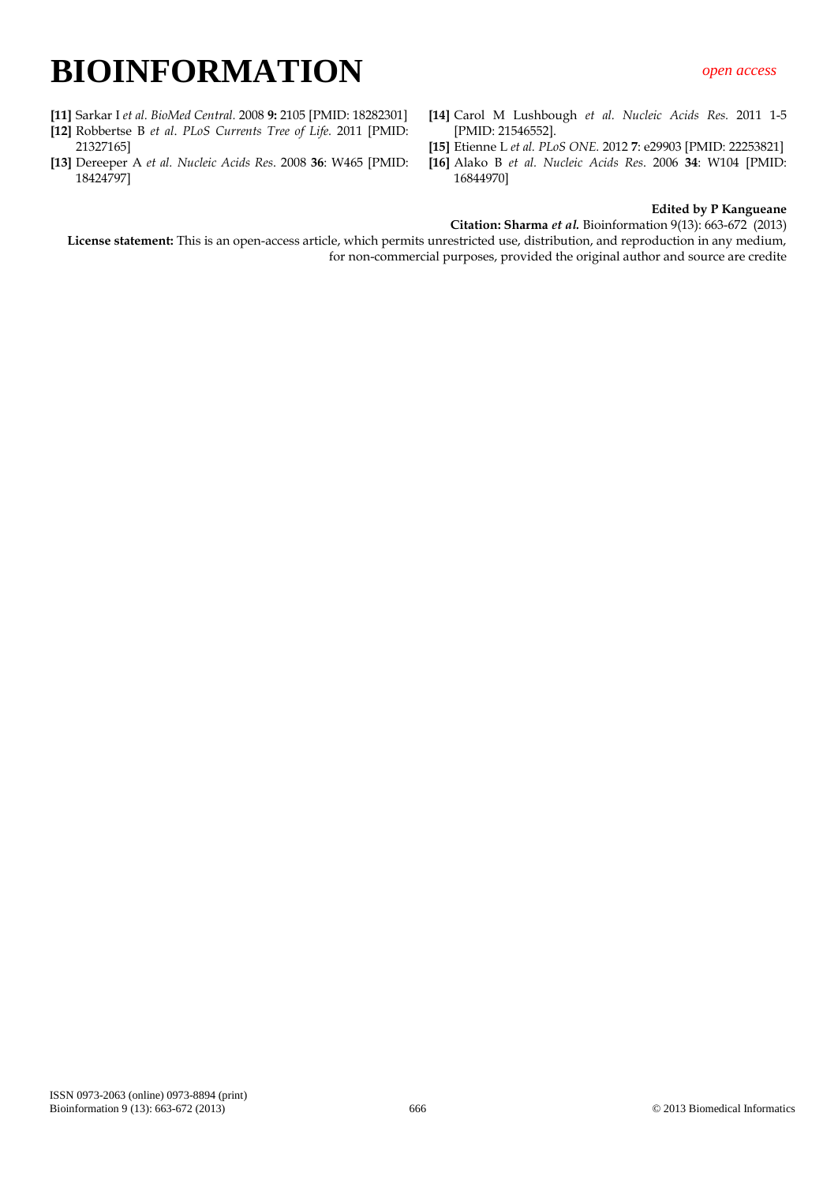**[11]** Sarkar I *et al. BioMed Central.* 2008 **9:** 2105 [PMID: 18282301]

**[12]** Robbertse B *et al*. *PLoS Currents Tree of Life.* 2011 [PMID: 21327165]

**[13]** Dereeper A *et al*. *Nucleic Acids Res*. 2008 **36**: W465 [PMID: 18424797]

**[14]** Carol M Lushbough *et al. Nucleic Acids Res.* 2011 1-5 [PMID: 21546552].

**[15]** Etienne L *et al. PLoS ONE.* 2012 **7**: e29903 [PMID: 22253821]

**[16]** Alako B *et al. Nucleic Acids Res*. 2006 **34**: W104 [PMID: 16844970]

**Edited by P Kangueane**

**Citation: Sharma *et al.*** Bioinformation 9(13): 663-672 (2013)

**License statement:** This is an open-access article, which permits unrestricted use, distribution, and reproduction in any medium, for non-commercial purposes, provided the original author and source are credite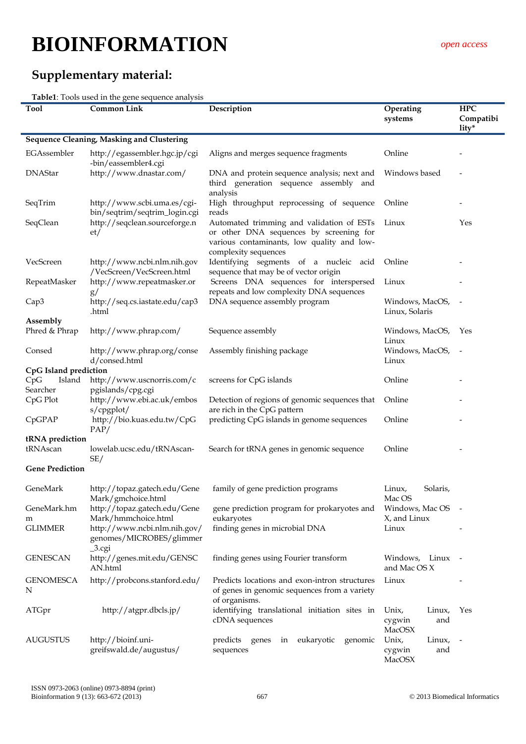# BIOINFORMATION

*open access*

## Supplementary material:

**Table1**: Tools used in the gene sequence analysis

| Tool | Common Link | Description | Operating systems | HPC Compatibility* |
|---|---|---|---|---|
| **Sequence Cleaning, Masking and Clustering** | | | | |
| EGAssembler | http://egassembler.hgc.jp/cgi-bin/eassembler4.cgi | Aligns and merges sequence fragments | Online | - |
| DNAStar | http://www.dnastar.com/ | DNA and protein sequence analysis; next and third generation sequence assembly and analysis | Windows based | - |
| SeqTrim | http://www.scbi.uma.es/cgi-bin/seqtrim/seqtrim_login.cgi | High throughput reprocessing of sequence reads | Online | - |
| SeqClean | http://seqclean.sourceforge.net/ | Automated trimming and validation of ESTs or other DNA sequences by screening for various contaminants, low quality and low-complexity sequences | Linux | Yes |
| VecScreen | http://www.ncbi.nlm.nih.gov/VecScreen/VecScreen.html | Identifying segments of a nucleic acid sequence that may be of vector origin | Online | - |
| RepeatMasker | http://www.repeatmasker.org/ | Screens DNA sequences for interspersed repeats and low complexity DNA sequences | Linux | - |
| Cap3 | http://seq.cs.iastate.edu/cap3.html | DNA sequence assembly program | Windows, MacOS, Linux, Solaris | - |
| **Assembly** | | | | |
| Phred & Phrap | http://www.phrap.com/ | Sequence assembly | Windows, MacOS, Linux | Yes |
| Consed | http://www.phrap.org/consed/consed.html | Assembly finishing package | Windows, MacOS, Linux | - |
| **CpG Island prediction** | | | | |
| CpG Island Searcher | http://www.uscnorris.com/cpgislands/cpg.cgi | screens for CpG islands | Online | - |
| CpG Plot | http://www.ebi.ac.uk/emboss/cpgplot/ | Detection of regions of genomic sequences that are rich in the CpG pattern | Online | - |
| CpGPAP | http://bio.kuas.edu.tw/CpGPAP/ | predicting CpG islands in genome sequences | Online | - |
| **tRNA prediction** | | | | |
| tRNAscan | lowelab.ucsc.edu/tRNAscan-SE/ | Search for tRNA genes in genomic sequence | Online | - |
| **Gene Prediction** | | | | |
| GeneMark | http://topaz.gatech.edu/GeneMark/gmchoice.html | family of gene prediction programs | Linux, Solaris, Mac OS | |
| GeneMark.hmm | http://topaz.gatech.edu/GeneMark/hmmchoice.html | gene prediction program for prokaryotes and eukaryotes | Windows, Mac OS X, and Linux | - |
| GLIMMER | http://www.ncbi.nlm.nih.gov/genomes/MICROBES/glimmer_3.cgi | finding genes in microbial DNA | Linux | - |
| GENESCAN | http://genes.mit.edu/GENSCAN.html | finding genes using Fourier transform | Windows, Linux and Mac OS X | - |
| GENOMESCAN | http://probcons.stanford.edu/ | Predicts locations and exon-intron structures of genes in genomic sequences from a variety of organisms. | Linux | - |
| ATGpr | http://atgpr.dbcls.jp/ | identifying translational initiation sites in cDNA sequences | Unix, Linux, cygwin and MacOSX | Yes |
| AUGUSTUS | http://bioinf.uni-greifswald.de/augustus/ | predicts genes in eukaryotic genomic sequences | Unix, Linux, cygwin and MacOSX | - |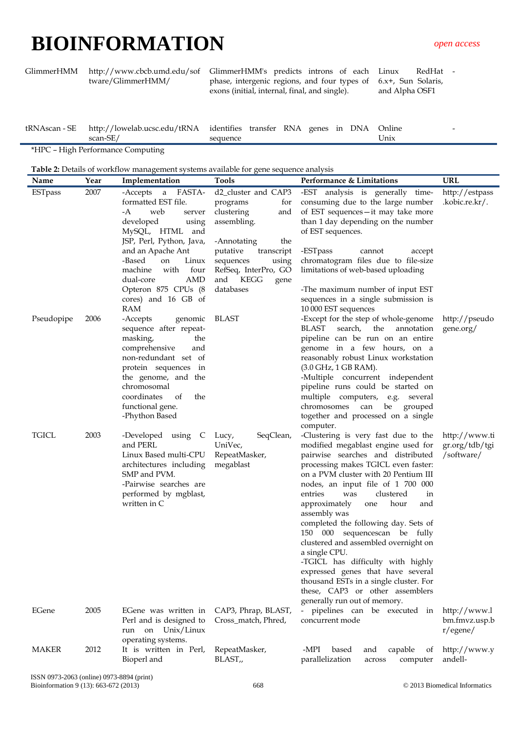| | | | | |
|---|---|---|---|---|
| GlimmerHMM | http://www.cbcb.umd.edu/software/GlimmerHMM/ | GlimmerHMM's predicts introns of each phase, intergenic regions, and four types of exons (initial, internal, final, and single). | Linux RedHat 6.x+, Sun Solaris, and Alpha OSF1 | - |
| tRNAscan - SE | http://lowelab.ucsc.edu/tRNAscan-SE/ | identifies transfer RNA genes in DNA sequence | Online Unix | - |

*HPC – High Performance Computing

**Table 2:** Details of workflow management systems available for gene sequence analysis

| Name | Year | Implementation | Tools | Performance & Limitations | URL |
|---|---|---|---|---|---|
| ESTpass | 2007 | -Accepts a FASTA-formatted EST file. -A web server developed using MySQL, HTML and JSP, Perl, Python, Java, and an Apache Ant -Based on Linux machine with four dual-core AMD Opteron 875 CPUs (8 cores) and 16 GB of RAM | d2_cluster and CAP3 programs for clustering and assembling. -Annotating the putative transcript sequences using RefSeq, InterPro, GO and KEGG gene databases | -EST analysis is generally time-consuming due to the large number of EST sequences—it may take more than 1 day depending on the number of EST sequences. -ESTpass cannot accept chromatogram files due to file-size limitations of web-based uploading -The maximum number of input EST sequences in a single submission is 10 000 EST sequences | http://estpass.kobic.re.kr/. |
| Pseudopipe | 2006 | -Accepts genomic sequence after repeat-masking, the comprehensive and non-redundant set of protein sequences in the genome, and the chromosomal coordinates of the functional gene. -Phython Based | BLAST | -Except for the step of whole-genome BLAST search, the annotation pipeline can be run on an entire genome in a few hours, on a reasonably robust Linux workstation (3.0 GHz, 1 GB RAM). -Multiple concurrent independent pipeline runs could be started on multiple computers, e.g. several chromosomes can be grouped together and processed on a single computer. | http://pseudogene.org/ |
| TGICL | 2003 | -Developed using C and PERL Linux Based multi-CPU architectures including SMP and PVM. -Pairwise searches are performed by mgblast, written in C | Lucy, SeqClean, UniVec, RepeatMasker, megablast | -Clustering is very fast due to the modified megablast engine used for pairwise searches and distributed processing makes TGICL even faster: on a PVM cluster with 20 Pentium III nodes, an input file of 1 700 000 entries was clustered in approximately one hour and assembly was completed the following day. Sets of 150 000 sequencescan be fully clustered and assembled overnight on a single CPU. -TGICL has difficulty with highly expressed genes that have several thousand ESTs in a single cluster. For these, CAP3 or other assemblers generally run out of memory. | http://www.tigr.org/tdb/tgi/software/ |
| EGene | 2005 | EGene was written in Perl and is designed to run on Unix/Linux operating systems. | CAP3, Phrap, BLAST, Cross_match, Phred, | - pipelines can be executed in concurrent mode | http://www.lbm.fmvz.usp.br/egene/ |
| MAKER | 2012 | It is written in Perl, Bioperl and | RepeatMasker, BLAST,, | -MPI based and capable of parallelization across computer | http://www.yandell- |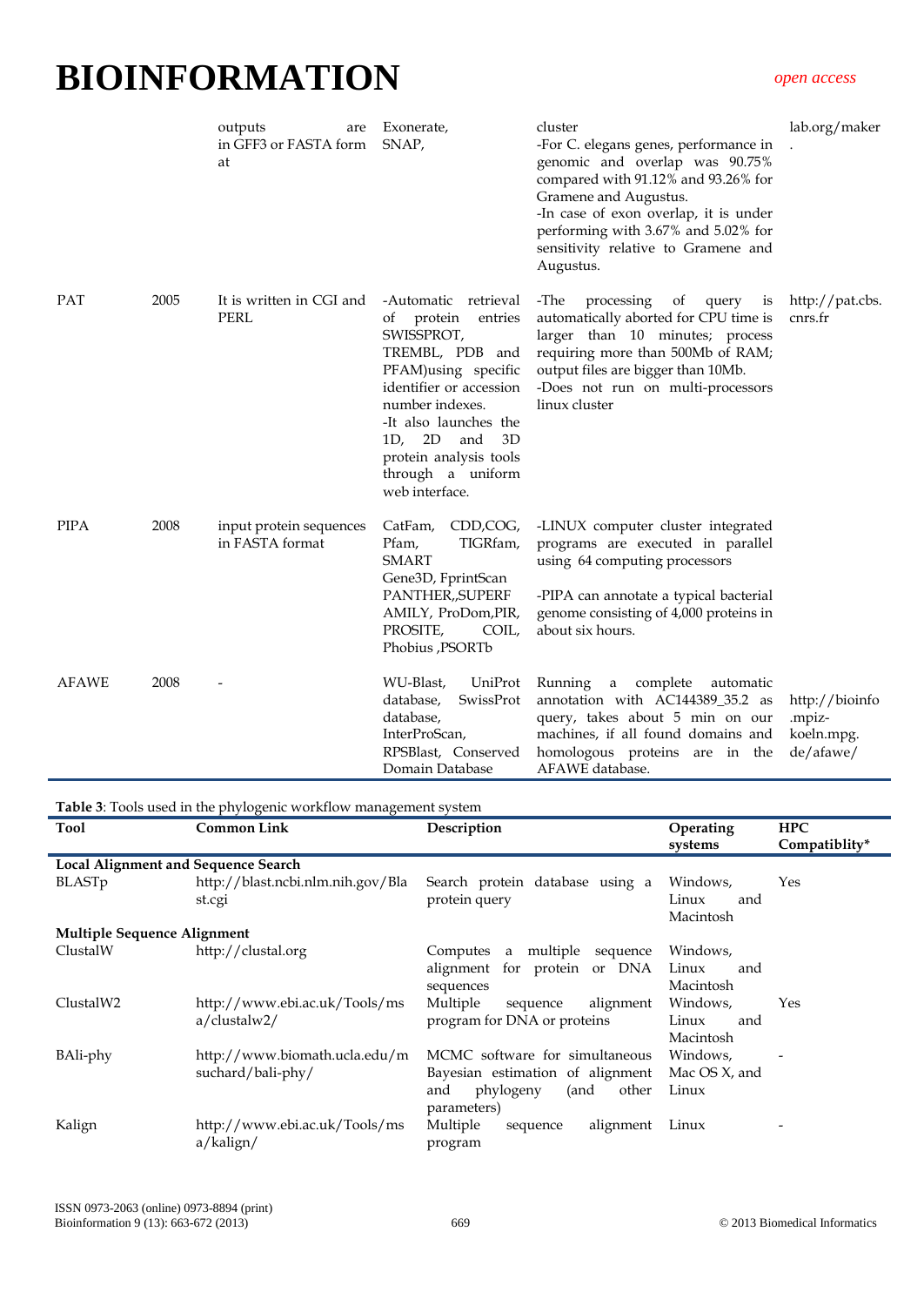| | | | | | |
|---|---|---|---|---|---|
| | | outputs are in GFF3 or FASTA format | Exonerate, SNAP, | cluster<br>-For C. elegans genes, performance in genomic and overlap was 90.75% compared with 91.12% and 93.26% for Gramene and Augustus.<br>-In case of exon overlap, it is under performing with 3.67% and 5.02% for sensitivity relative to Gramene and Augustus. | lab.org/maker. |
| PAT | 2005 | It is written in CGI and PERL | -Automatic retrieval of protein entries SWISSPROT, TREMBL, PDB and PFAM)using specific identifier or accession number indexes.<br>-It also launches the 1D, 2D and 3D protein analysis tools through a uniform web interface. | -The processing of query is automatically aborted for CPU time is larger than 10 minutes; process requiring more than 500Mb of RAM; output files are bigger than 10Mb.<br>-Does not run on multi-processors linux cluster | http://pat.cbs.cnrs.fr |
| PIPA | 2008 | input protein sequences in FASTA format | CatFam, CDD,COG, Pfam, TIGRfam, SMART Gene3D, FprintScan PANTHER,,SUPERFAMILY, ProDom,PIR, PROSITE, COIL, Phobius ,PSORTb | -LINUX computer cluster integrated programs are executed in parallel using 64 computing processors<br>-PIPA can annotate a typical bacterial genome consisting of 4,000 proteins in about six hours. | |
| AFAWE | 2008 | - | WU-Blast, UniProt database, SwissProt database, InterProScan, RPSBlast, Conserved Domain Database | Running a complete automatic annotation with AC144389_35.2 as query, takes about 5 min on our machines, if all found domains and homologous proteins are in the AFAWE database. | http://bioinfo.mpiz-koeln.mpg.de/afawe/ |

**Table 3**: Tools used in the phylogenic workflow management system

| Tool | Common Link | Description | Operating systems | HPC Compatiblity* |
|---|---|---|---|---|
| **Local Alignment and Sequence Search** | | | | |
| BLASTp | http://blast.ncbi.nlm.nih.gov/Blast.cgi | Search protein database using a protein query | Windows, Linux and Macintosh | Yes |
| **Multiple Sequence Alignment** | | | | |
| ClustalW | http://clustal.org | Computes a multiple sequence alignment for protein or DNA sequences | Windows, Linux and Macintosh | |
| ClustalW2 | http://www.ebi.ac.uk/Tools/msa/clustalw2/ | Multiple sequence alignment program for DNA or proteins | Windows, Linux and Macintosh | Yes |
| BAli-phy | http://www.biomath.ucla.edu/msuchard/bali-phy/ | MCMC software for simultaneous Bayesian estimation of alignment and phylogeny (and other parameters) | Windows, Mac OS X, and Linux | - |
| Kalign | http://www.ebi.ac.uk/Tools/msa/kalign/ | Multiple sequence alignment program | Linux | - |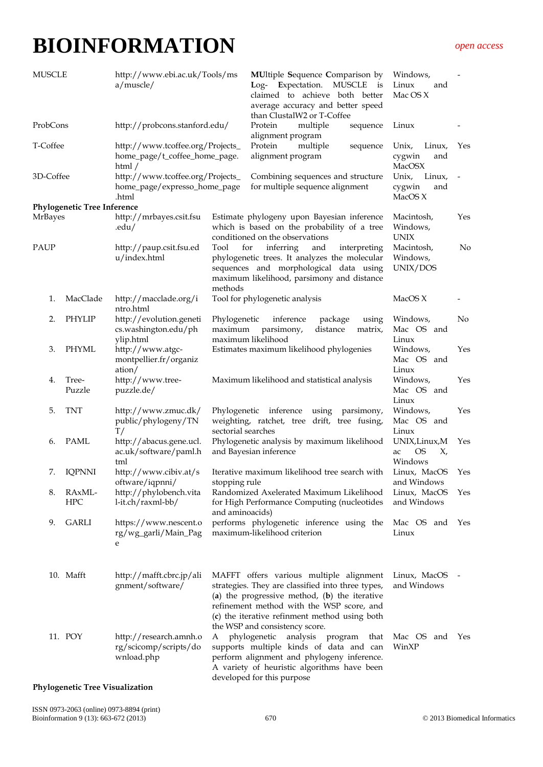| | | | | |
|---|---|---|---|---|
| MUSCLE | http://www.ebi.ac.uk/Tools/msa/muscle/ | **MU**ltiple **S**equence **C**omparison by **L**og- **E**xpectation. MUSCLE is claimed to achieve both better average accuracy and better speed than ClustalW2 or T-Coffee | Windows, Linux and Mac OS X | - |
| ProbCons | http://probcons.stanford.edu/ | Protein multiple sequence alignment program | Linux | - |
| T-Coffee | http://www.tcoffee.org/Projects_home_page/t_coffee_home_page.html / | Protein multiple sequence alignment program | Unix, Linux, cygwin and MacOSX | Yes |
| 3D-Coffee | http://www.tcoffee.org/Projects_home_page/expresso_home_page.html | Combining sequences and structure for multiple sequence alignment | Unix, Linux, cygwin and MacOS X | - |
| **Phylogenetic Tree Inference** | | | | |
| MrBayes | http://mrbayes.csit.fsu.edu/ | Estimate phylogeny upon Bayesian inference which is based on the probability of a tree conditioned on the observations | Macintosh, Windows, UNIX | Yes |
| PAUP | http://paup.csit.fsu.edu/index.html | Tool for inferring and interpreting phylogenetic trees. It analyzes the molecular sequences and morphological data using maximum likelihood, parsimony and distance methods | Macintosh, Windows, UNIX/DOS | No |
| 1. MacClade | http://macclade.org/intro.html | Tool for phylogenetic analysis | MacOS X | - |
| 2. PHYLIP | http://evolution.genetics.washington.edu/phylip.html | Phylogenetic inference package using maximum parsimony, distance matrix, maximum likelihood | Windows, Mac OS and Linux | No |
| 3. PHYML | http://www.atgc-montpellier.fr/organization/ | Estimates maximum likelihood phylogenies | Windows, Mac OS and Linux | Yes |
| 4. Tree-Puzzle | http://www.tree-puzzle.de/ | Maximum likelihood and statistical analysis | Windows, Mac OS and Linux | Yes |
| 5. TNT | http://www.zmuc.dk/public/phylogeny/TNT/ | Phylogenetic inference using parsimony, weighting, ratchet, tree drift, tree fusing, sectorial searches | Windows, Mac OS and Linux | Yes |
| 6. PAML | http://abacus.gene.ucl.ac.uk/software/paml.html | Phylogenetic analysis by maximum likelihood and Bayesian inference | UNIX,Linux,Mac OS X, Windows | Yes |
| 7. IQPNNI | http://www.cibiv.at/software/iqpnni/ | Iterative maximum likelihood tree search with stopping rule | Linux, MacOS and Windows | Yes |
| 8. RAxML-HPC | http://phylobench.vital-it.ch/raxml-bb/ | Randomized Axelerated Maximum Likelihood for High Performance Computing (nucleotides and aminoacids) | Linux, MacOS and Windows | Yes |
| 9. GARLI | https://www.nescent.org/wg_garli/Main_Page | performs phylogenetic inference using the maximum-likelihood criterion | Mac OS and Linux | Yes |
| 10. Mafft | http://mafft.cbrc.jp/alignment/software/ | MAFFT offers various multiple alignment strategies. They are classified into three types, (**a**) the progressive method, (**b**) the iterative refinement method with the WSP score, and (**c**) the iterative refinement method using both the WSP score and consistency score. | Linux, MacOS and Windows | - |
| 11. POY | http://research.amnh.org/scicomp/scripts/download.php | A phylogenetic analysis program that supports multiple kinds of data and can perform alignment and phylogeny inference. A variety of heuristic algorithms have been developed for this purpose | Mac OS and WinXP | Yes |
| **Phylogenetic Tree Visualization** | | | | |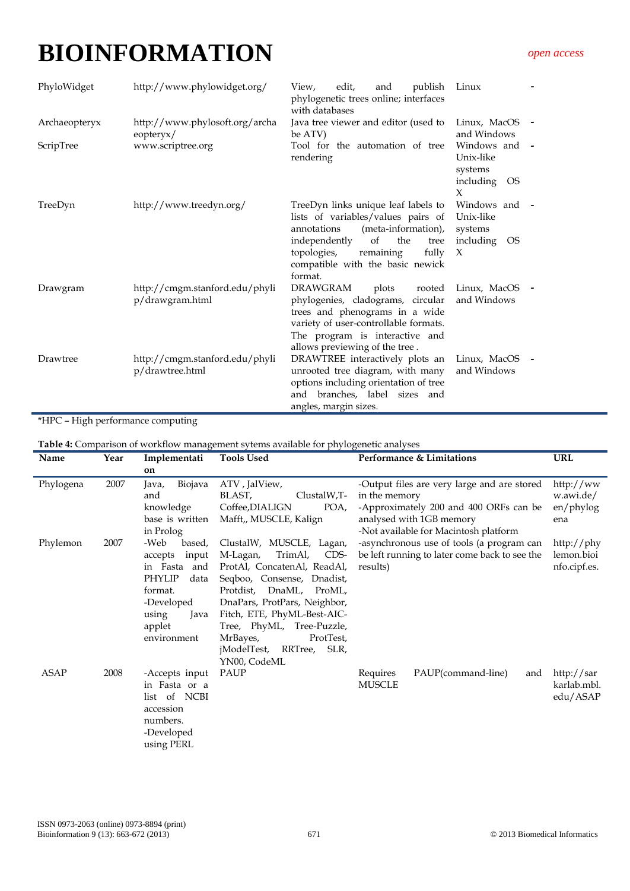| | | | | |
|---|---|---|---|---|
| PhyloWidget | http://www.phylowidget.org/ | View, edit, and publish phylogenetic trees online; interfaces with databases | Linux | - |
| Archaeopteryx | http://www.phylosoft.org/archaeopteryx/ | Java tree viewer and editor (used to be ATV) | Linux, MacOS and Windows | - |
| ScripTree | www.scriptree.org | Tool for the automation of tree rendering | Windows and Unix-like systems including OS X | - |
| TreeDyn | http://www.treedyn.org/ | TreeDyn links unique leaf labels to lists of variables/values pairs of annotations (meta-information), independently of the tree topologies, remaining fully compatible with the basic newick format. | Windows and Unix-like systems including OS X | - |
| Drawgram | http://cmgm.stanford.edu/phylip/drawgram.html | DRAWGRAM plots rooted phylogenies, cladograms, circular trees and phenograms in a wide variety of user-controllable formats. The program is interactive and allows previewing of the tree . | Linux, MacOS and Windows | - |
| Drawtree | http://cmgm.stanford.edu/phylip/drawtree.html | DRAWTREE interactively plots an unrooted tree diagram, with many options including orientation of tree and branches, label sizes and angles, margin sizes. | Linux, MacOS and Windows | - |

*HPC – High performance computing

**Table 4:** Comparison of workflow management sytems available for phylogenetic analyses

| Name | Year | Implementation | Tools Used | Performance & Limitations | URL |
|---|---|---|---|---|---|
| Phylogena | 2007 | Java, Biojava and knowledge base is written in Prolog | ATV , JalView, BLAST, ClustalW,T-Coffee,DIALIGN POA, Mafft,, MUSCLE, Kalign | -Output files are very large and are stored in the memory<br>-Approximately 200 and 400 ORFs can be analysed with 1GB memory<br>-Not available for Macintosh platform | http://www.awi.de/en/phylogena |
| Phylemon | 2007 | -Web based, accepts input in Fasta and PHYLIP data format.<br>-Developed using Java applet environment | ClustalW, MUSCLE, Lagan, M-Lagan, TrimAl, CDS-ProtAl, ConcatenAl, ReadAl, Seqboo, Consense, Dnadist, Protdist, DnaML, ProML, DnaPars, ProtPars, Neighbor, Fitch, ETE, PhyML-Best-AIC-Tree, PhyML, Tree-Puzzle, MrBayes, ProtTest, jModelTest, RRTree, SLR, YN00, CodeML | -asynchronous use of tools (a program can be left running to later come back to see the results) | http://phylemon.bioinfo.cipf.es. |
| ASAP | 2008 | -Accepts input in Fasta or a list of NCBI accession numbers.<br>-Developed using PERL | PAUP | Requires PAUP(command-line) and MUSCLE | http://sarkarlab.mbl.edu/ASAP |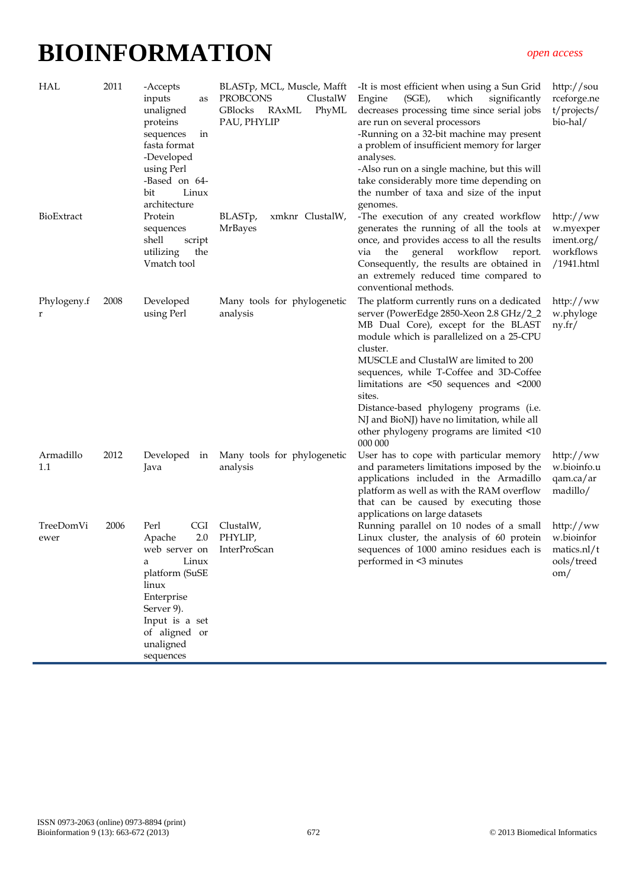| | | | | | |
|---|---|---|---|---|---|
| HAL | 2011 | -Accepts inputs as unaligned proteins sequences in fasta format -Developed using Perl -Based on 64-bit Linux architecture | BLASTp, MCL, Muscle, Mafft PROBCONS ClustalW GBlocks RAxML PhyML PAU, PHYLIP | -It is most efficient when using a Sun Grid Engine (SGE), which significantly decreases processing time since serial jobs are run on several processors -Running on a 32-bit machine may present a problem of insufficient memory for larger analyses. -Also run on a single machine, but this will take considerably more time depending on the number of taxa and size of the input genomes. | http://sourceforge.net/projects/bio-hal/ |
| BioExtract | | Protein sequences shell script utilizing the Vmatch tool | BLASTp, xmknr ClustalW, MrBayes | -The execution of any created workflow generates the running of all the tools at once, and provides access to all the results via the general workflow report. Consequently, the results are obtained in an extremely reduced time compared to conventional methods. | http://www.myexperiment.org/workflows/1941.html |
| Phylogeny.fr | 2008 | Developed using Perl | Many tools for phylogenetic analysis | The platform currently runs on a dedicated server (PowerEdge 2850-Xeon 2.8 GHz/2_2 MB Dual Core), except for the BLAST module which is parallelized on a 25-CPU cluster. MUSCLE and ClustalW are limited to 200 sequences, while T-Coffee and 3D-Coffee limitations are <50 sequences and <2000 sites. Distance-based phylogeny programs (i.e. NJ and BioNJ) have no limitation, while all other phylogeny programs are limited <10 000 000 | http://www.phylogeny.fr/ |
| Armadillo 1.1 | 2012 | Developed in Java | Many tools for phylogenetic analysis | User has to cope with particular memory and parameters limitations imposed by the applications included in the Armadillo platform as well as with the RAM overflow that can be caused by executing those applications on large datasets | http://www.bioinfo.uqam.ca/armadillo/ |
| TreeDomViewer | 2006 | Perl CGI Apache 2.0 web server on a Linux platform (SuSE linux Enterprise Server 9). Input is a set of aligned or unaligned sequences | ClustalW, PHYLIP, InterProScan | Running parallel on 10 nodes of a small Linux cluster, the analysis of 60 protein sequences of 1000 amino residues each is performed in <3 minutes | http://www.bioinformatics.nl/tools/treedom/ |